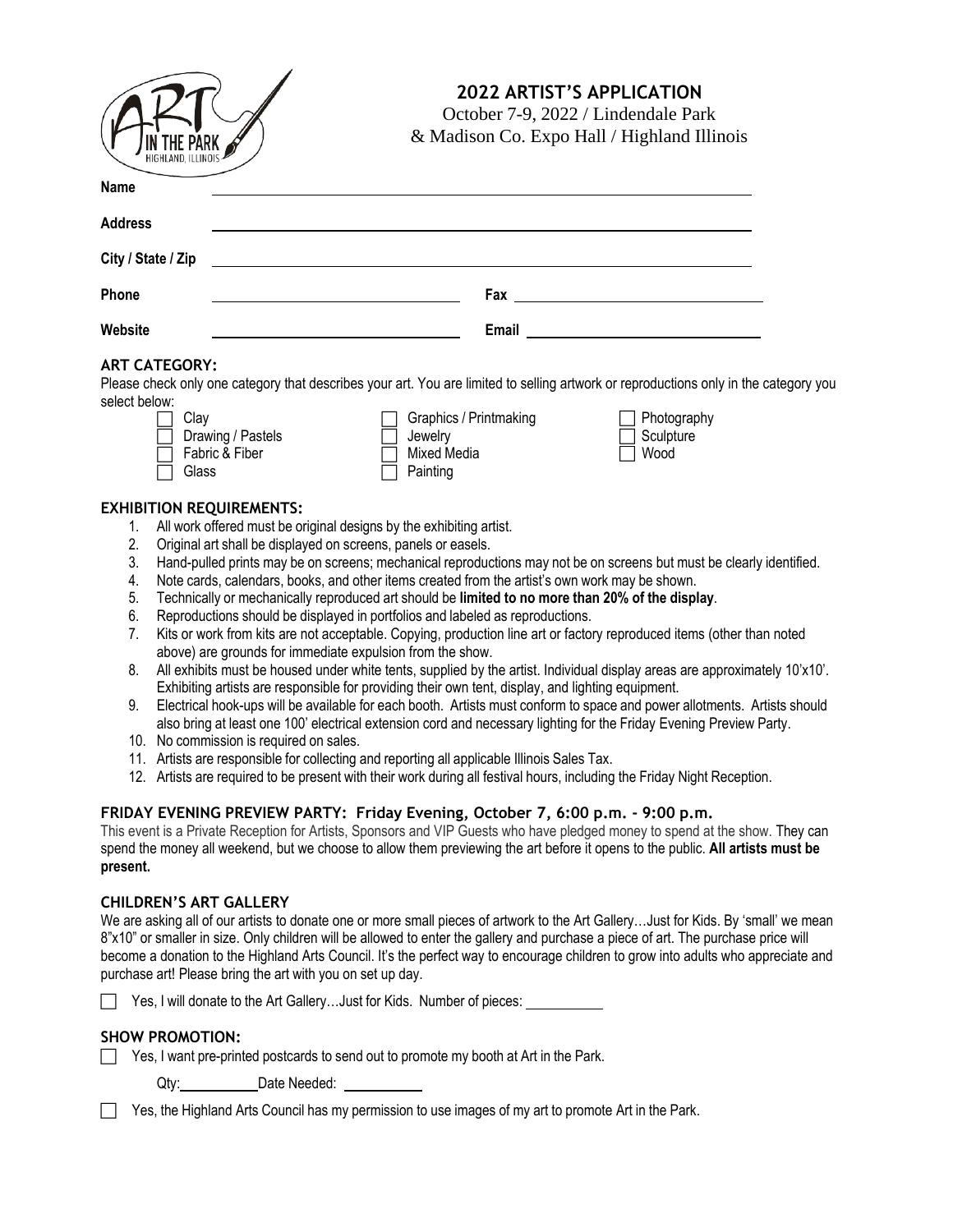# 2022 ARTIST'S APPLICATION

October 7-9, 2022 / Lindendale Park
& Madison Co. Expo Hall / Highland Illinois

**Name** ______________________________

**Address** ______________________________

**City / State / Zip** ______________________________

**Phone** ______________________ **Fax** ______________________

**Website** ______________________ **Email** ______________________

## ART CATEGORY:

Please check only one category that describes your art. You are limited to selling artwork or reproductions only in the category you select below:

- ☐ Clay
- ☐ Drawing / Pastels
- ☐ Fabric & Fiber
- ☐ Glass
- ☐ Graphics / Printmaking
- ☐ Jewelry
- ☐ Mixed Media
- ☐ Painting
- ☐ Photography
- ☐ Sculpture
- ☐ Wood

## EXHIBITION REQUIREMENTS:

1. All work offered must be original designs by the exhibiting artist.
2. Original art shall be displayed on screens, panels or easels.
3. Hand-pulled prints may be on screens; mechanical reproductions may not be on screens but must be clearly identified.
4. Note cards, calendars, books, and other items created from the artist's own work may be shown.
5. Technically or mechanically reproduced art should be **limited to no more than 20% of the display**.
6. Reproductions should be displayed in portfolios and labeled as reproductions.
7. Kits or work from kits are not acceptable. Copying, production line art or factory reproduced items (other than noted above) are grounds for immediate expulsion from the show.
8. All exhibits must be housed under white tents, supplied by the artist. Individual display areas are approximately 10'x10'. Exhibiting artists are responsible for providing their own tent, display, and lighting equipment.
9. Electrical hook-ups will be available for each booth. Artists must conform to space and power allotments. Artists should also bring at least one 100' electrical extension cord and necessary lighting for the Friday Evening Preview Party.
10. No commission is required on sales.
11. Artists are responsible for collecting and reporting all applicable Illinois Sales Tax.
12. Artists are required to be present with their work during all festival hours, including the Friday Night Reception.

## FRIDAY EVENING PREVIEW PARTY: Friday Evening, October 7, 6:00 p.m. - 9:00 p.m.

This event is a Private Reception for Artists, Sponsors and VIP Guests who have pledged money to spend at the show. They can spend the money all weekend, but we choose to allow them previewing the art before it opens to the public. **All artists must be present.**

## CHILDREN'S ART GALLERY

We are asking all of our artists to donate one or more small pieces of artwork to the Art Gallery…Just for Kids. By 'small' we mean 8"x10" or smaller in size. Only children will be allowed to enter the gallery and purchase a piece of art. The purchase price will become a donation to the Highland Arts Council. It's the perfect way to encourage children to grow into adults who appreciate and purchase art! Please bring the art with you on set up day.

☐ Yes, I will donate to the Art Gallery…Just for Kids. Number of pieces: __________

## SHOW PROMOTION:

☐ Yes, I want pre-printed postcards to send out to promote my booth at Art in the Park.

Qty: __________ Date Needed: __________

☐ Yes, the Highland Arts Council has my permission to use images of my art to promote Art in the Park.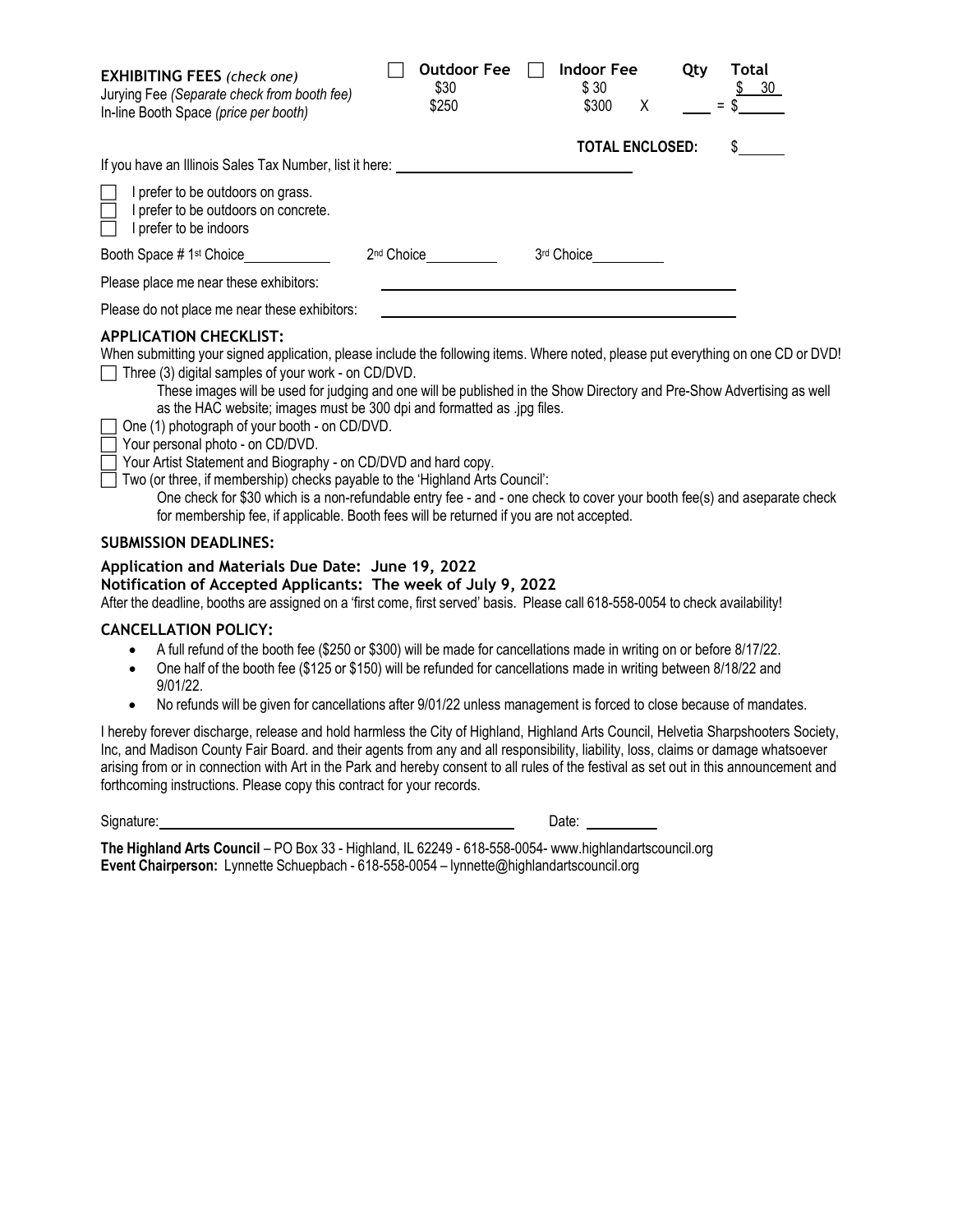| **EXHIBITING FEES** *(check one)* | ☐ **Outdoor Fee** | ☐ **Indoor Fee** | **Qty** | **Total** |
|---|---|---|---|---|
| Jurying Fee *(Separate check from booth fee)* | $30 | $ 30 | | $ 30 |
| In-line Booth Space *(price per booth)* | $250 | $300 X | ____ | = $ ____ |
| | | **TOTAL ENCLOSED:** | | $ ____ |

If you have an Illinois Sales Tax Number, list it here: ______________________________

☐ I prefer to be outdoors on grass.
☐ I prefer to be outdoors on concrete.
☐ I prefer to be indoors

Booth Space # 1st Choice____________ 2nd Choice__________ 3rd Choice__________

Please place me near these exhibitors: ______________________________

Please do not place me near these exhibitors: ______________________________

### APPLICATION CHECKLIST:

When submitting your signed application, please include the following items. Where noted, please put everything on one CD or DVD!

☐ Three (3) digital samples of your work - on CD/DVD.
These images will be used for judging and one will be published in the Show Directory and Pre-Show Advertising as well as the HAC website; images must be 300 dpi and formatted as .jpg files.

☐ One (1) photograph of your booth - on CD/DVD.

☐ Your personal photo - on CD/DVD.

☐ Your Artist Statement and Biography - on CD/DVD and hard copy.

☐ Two (or three, if membership) checks payable to the 'Highland Arts Council':
One check for $30 which is a non-refundable entry fee - and - one check to cover your booth fee(s) and aseparate check for membership fee, if applicable. Booth fees will be returned if you are not accepted.

### SUBMISSION DEADLINES:

**Application and Materials Due Date: June 19, 2022**
**Notification of Accepted Applicants: The week of July 9, 2022**
After the deadline, booths are assigned on a 'first come, first served' basis. Please call 618-558-0054 to check availability!

### CANCELLATION POLICY:

- A full refund of the booth fee ($250 or $300) will be made for cancellations made in writing on or before 8/17/22.
- One half of the booth fee ($125 or $150) will be refunded for cancellations made in writing between 8/18/22 and 9/01/22.
- No refunds will be given for cancellations after 9/01/22 unless management is forced to close because of mandates.

I hereby forever discharge, release and hold harmless the City of Highland, Highland Arts Council, Helvetia Sharpshooters Society, Inc, and Madison County Fair Board. and their agents from any and all responsibility, liability, loss, claims or damage whatsoever arising from or in connection with Art in the Park and hereby consent to all rules of the festival as set out in this announcement and forthcoming instructions. Please copy this contract for your records.

Signature:______________________________ Date: __________

**The Highland Arts Council** – PO Box 33 - Highland, IL 62249 - 618-558-0054- www.highlandartscouncil.org
**Event Chairperson:** Lynnette Schuepbach - 618-558-0054 – lynnette@highlandartscouncil.org